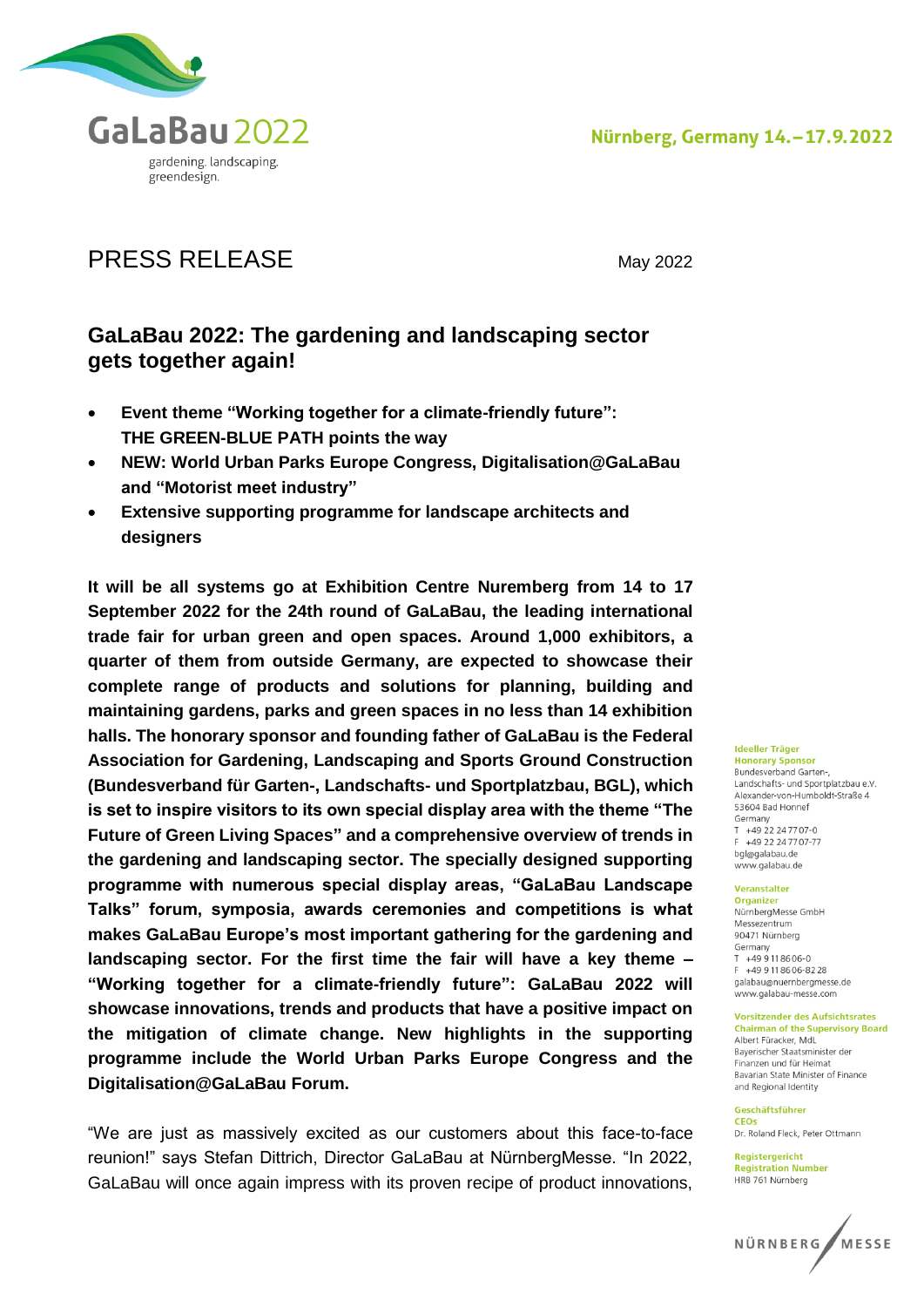GaLaBau 2022

gardening. landscaping. greendesign.

Nürnberg, Germany 14.–17.9.2022

# PRESS RELEASE

May 2022

## GaLaBau 2022: The gardening and landscaping sector gets together again!

- **Event theme "Working together for a climate-friendly future": THE GREEN-BLUE PATH points the way**
- **NEW: World Urban Parks Europe Congress, Digitalisation@GaLaBau and "Motorist meet industry"**
- **Extensive supporting programme for landscape architects and designers**

**It will be all systems go at Exhibition Centre Nuremberg from 14 to 17 September 2022 for the 24th round of GaLaBau, the leading international trade fair for urban green and open spaces. Around 1,000 exhibitors, a quarter of them from outside Germany, are expected to showcase their complete range of products and solutions for planning, building and maintaining gardens, parks and green spaces in no less than 14 exhibition halls. The honorary sponsor and founding father of GaLaBau is the Federal Association for Gardening, Landscaping and Sports Ground Construction (Bundesverband für Garten-, Landschafts- und Sportplatzbau, BGL), which is set to inspire visitors to its own special display area with the theme "The Future of Green Living Spaces" and a comprehensive overview of trends in the gardening and landscaping sector. The specially designed supporting programme with numerous special display areas, "GaLaBau Landscape Talks" forum, symposia, awards ceremonies and competitions is what makes GaLaBau Europe's most important gathering for the gardening and landscaping sector. For the first time the fair will have a key theme – "Working together for a climate-friendly future": GaLaBau 2022 will showcase innovations, trends and products that have a positive impact on the mitigation of climate change. New highlights in the supporting programme include the World Urban Parks Europe Congress and the Digitalisation@GaLaBau Forum.**

"We are just as massively excited as our customers about this face-to-face reunion!" says Stefan Dittrich, Director GaLaBau at NürnbergMesse. "In 2022, GaLaBau will once again impress with its proven recipe of product innovations,

**Ideeller Träger**
**Honorary Sponsor**
Bundesverband Garten-, Landschafts- und Sportplatzbau e.V.
Alexander-von-Humboldt-Straße 4
53604 Bad Honnef
Germany
T +49 22 24 77 07-0
F +49 22 24 77 07-77
bgl@galabau.de
www.galabau.de

**Veranstalter**
**Organizer**
NürnbergMesse GmbH
Messezentrum
90471 Nürnberg
Germany
T +49 9 11 86 06-0
F +49 9 11 86 06-82 28
galabau@nuernbergmesse.de
www.galabau-messe.com

**Vorsitzender des Aufsichtsrates**
**Chairman of the Supervisory Board**
Albert Füracker, MdL
Bayerischer Staatsminister der Finanzen und für Heimat
Bavarian State Minister of Finance and Regional Identity

**Geschäftsführer**
**CEOs**
Dr. Roland Fleck, Peter Ottmann

**Registergericht**
**Registration Number**
HRB 761 Nürnberg

NÜRNBERG MESSE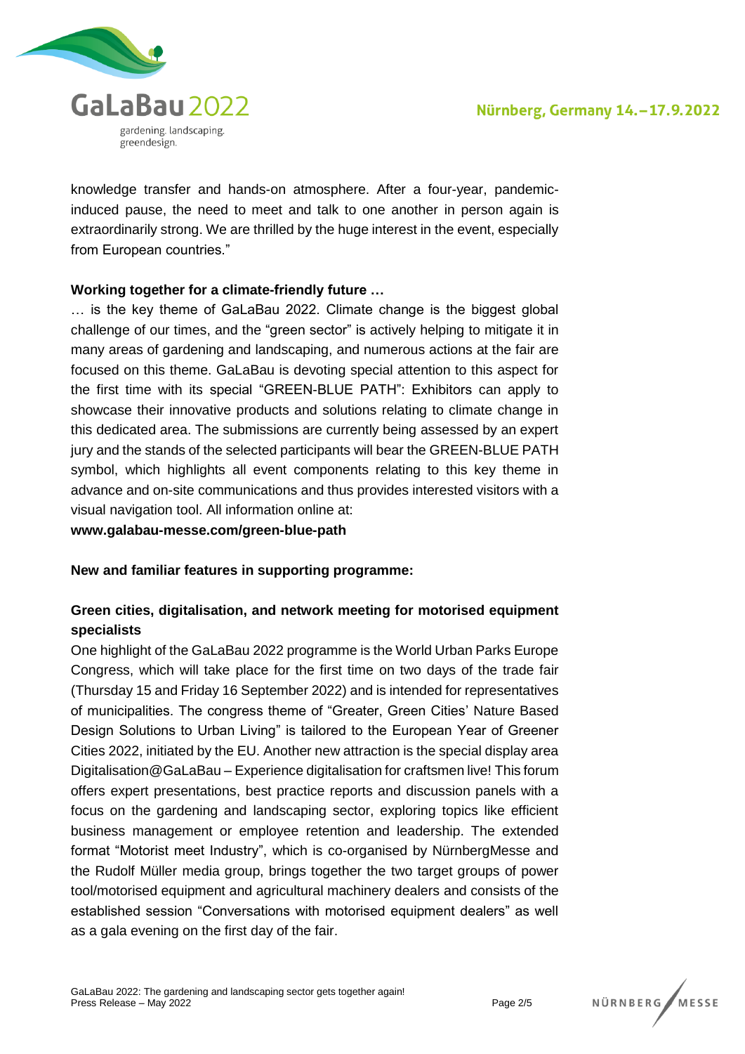knowledge transfer and hands-on atmosphere. After a four-year, pandemic-induced pause, the need to meet and talk to one another in person again is extraordinarily strong. We are thrilled by the huge interest in the event, especially from European countries."

**Working together for a climate-friendly future …**

… is the key theme of GaLaBau 2022. Climate change is the biggest global challenge of our times, and the "green sector" is actively helping to mitigate it in many areas of gardening and landscaping, and numerous actions at the fair are focused on this theme. GaLaBau is devoting special attention to this aspect for the first time with its special "GREEN-BLUE PATH": Exhibitors can apply to showcase their innovative products and solutions relating to climate change in this dedicated area. The submissions are currently being assessed by an expert jury and the stands of the selected participants will bear the GREEN-BLUE PATH symbol, which highlights all event components relating to this key theme in advance and on-site communications and thus provides interested visitors with a visual navigation tool. All information online at:

**www.galabau-messe.com/green-blue-path**

**New and familiar features in supporting programme:**

**Green cities, digitalisation, and network meeting for motorised equipment specialists**

One highlight of the GaLaBau 2022 programme is the World Urban Parks Europe Congress, which will take place for the first time on two days of the trade fair (Thursday 15 and Friday 16 September 2022) and is intended for representatives of municipalities. The congress theme of "Greater, Green Cities' Nature Based Design Solutions to Urban Living" is tailored to the European Year of Greener Cities 2022, initiated by the EU. Another new attraction is the special display area Digitalisation@GaLaBau – Experience digitalisation for craftsmen live! This forum offers expert presentations, best practice reports and discussion panels with a focus on the gardening and landscaping sector, exploring topics like efficient business management or employee retention and leadership. The extended format "Motorist meet Industry", which is co-organised by NürnbergMesse and the Rudolf Müller media group, brings together the two target groups of power tool/motorised equipment and agricultural machinery dealers and consists of the established session "Conversations with motorised equipment dealers" as well as a gala evening on the first day of the fair.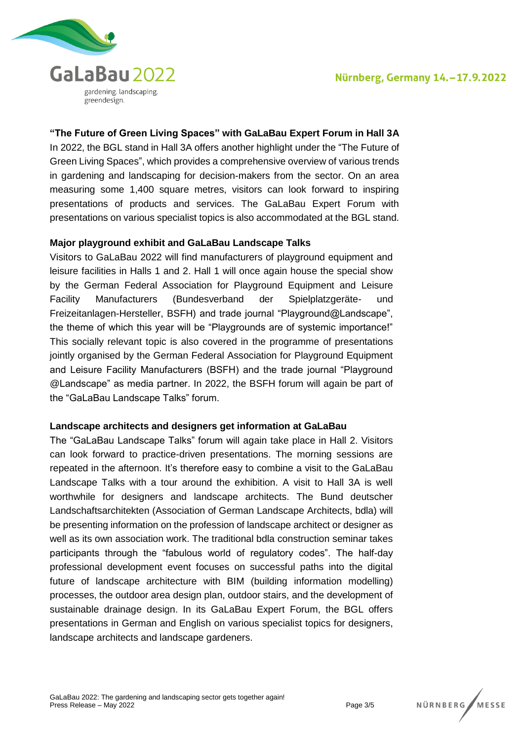**“The Future of Green Living Spaces” with GaLaBau Expert Forum in Hall 3A**

In 2022, the BGL stand in Hall 3A offers another highlight under the “The Future of Green Living Spaces”, which provides a comprehensive overview of various trends in gardening and landscaping for decision-makers from the sector. On an area measuring some 1,400 square metres, visitors can look forward to inspiring presentations of products and services. The GaLaBau Expert Forum with presentations on various specialist topics is also accommodated at the BGL stand.

**Major playground exhibit and GaLaBau Landscape Talks**

Visitors to GaLaBau 2022 will find manufacturers of playground equipment and leisure facilities in Halls 1 and 2. Hall 1 will once again house the special show by the German Federal Association for Playground Equipment and Leisure Facility Manufacturers (Bundesverband der Spielplatzgeräte- und Freizeitanlagen-Hersteller, BSFH) and trade journal “Playground@Landscape”, the theme of which this year will be “Playgrounds are of systemic importance!” This socially relevant topic is also covered in the programme of presentations jointly organised by the German Federal Association for Playground Equipment and Leisure Facility Manufacturers (BSFH) and the trade journal “Playground @Landscape” as media partner. In 2022, the BSFH forum will again be part of the “GaLaBau Landscape Talks” forum.

**Landscape architects and designers get information at GaLaBau**

The “GaLaBau Landscape Talks” forum will again take place in Hall 2. Visitors can look forward to practice-driven presentations. The morning sessions are repeated in the afternoon. It’s therefore easy to combine a visit to the GaLaBau Landscape Talks with a tour around the exhibition. A visit to Hall 3A is well worthwhile for designers and landscape architects. The Bund deutscher Landschaftsarchitekten (Association of German Landscape Architects, bdla) will be presenting information on the profession of landscape architect or designer as well as its own association work. The traditional bdla construction seminar takes participants through the “fabulous world of regulatory codes”. The half-day professional development event focuses on successful paths into the digital future of landscape architecture with BIM (building information modelling) processes, the outdoor area design plan, outdoor stairs, and the development of sustainable drainage design. In its GaLaBau Expert Forum, the BGL offers presentations in German and English on various specialist topics for designers, landscape architects and landscape gardeners.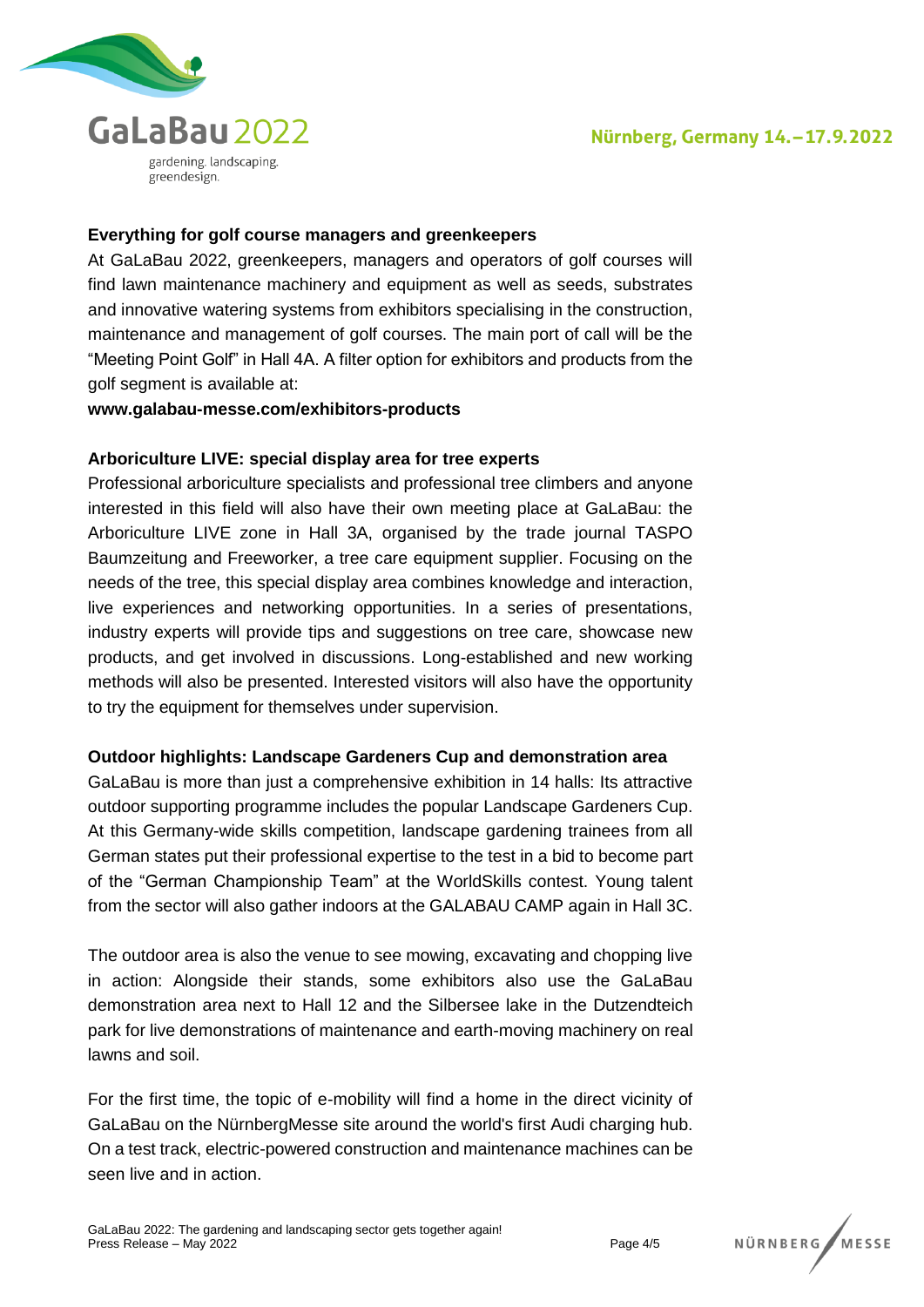**Everything for golf course managers and greenkeepers**

At GaLaBau 2022, greenkeepers, managers and operators of golf courses will find lawn maintenance machinery and equipment as well as seeds, substrates and innovative watering systems from exhibitors specialising in the construction, maintenance and management of golf courses. The main port of call will be the "Meeting Point Golf" in Hall 4A. A filter option for exhibitors and products from the golf segment is available at:

**www.galabau-messe.com/exhibitors-products**

**Arboriculture LIVE: special display area for tree experts**

Professional arboriculture specialists and professional tree climbers and anyone interested in this field will also have their own meeting place at GaLaBau: the Arboriculture LIVE zone in Hall 3A, organised by the trade journal TASPO Baumzeitung and Freeworker, a tree care equipment supplier. Focusing on the needs of the tree, this special display area combines knowledge and interaction, live experiences and networking opportunities. In a series of presentations, industry experts will provide tips and suggestions on tree care, showcase new products, and get involved in discussions. Long-established and new working methods will also be presented. Interested visitors will also have the opportunity to try the equipment for themselves under supervision.

**Outdoor highlights: Landscape Gardeners Cup and demonstration area**

GaLaBau is more than just a comprehensive exhibition in 14 halls: Its attractive outdoor supporting programme includes the popular Landscape Gardeners Cup. At this Germany-wide skills competition, landscape gardening trainees from all German states put their professional expertise to the test in a bid to become part of the "German Championship Team" at the WorldSkills contest. Young talent from the sector will also gather indoors at the GALABAU CAMP again in Hall 3C.

The outdoor area is also the venue to see mowing, excavating and chopping live in action: Alongside their stands, some exhibitors also use the GaLaBau demonstration area next to Hall 12 and the Silbersee lake in the Dutzendteich park for live demonstrations of maintenance and earth-moving machinery on real lawns and soil.

For the first time, the topic of e-mobility will find a home in the direct vicinity of GaLaBau on the NürnbergMesse site around the world's first Audi charging hub. On a test track, electric-powered construction and maintenance machines can be seen live and in action.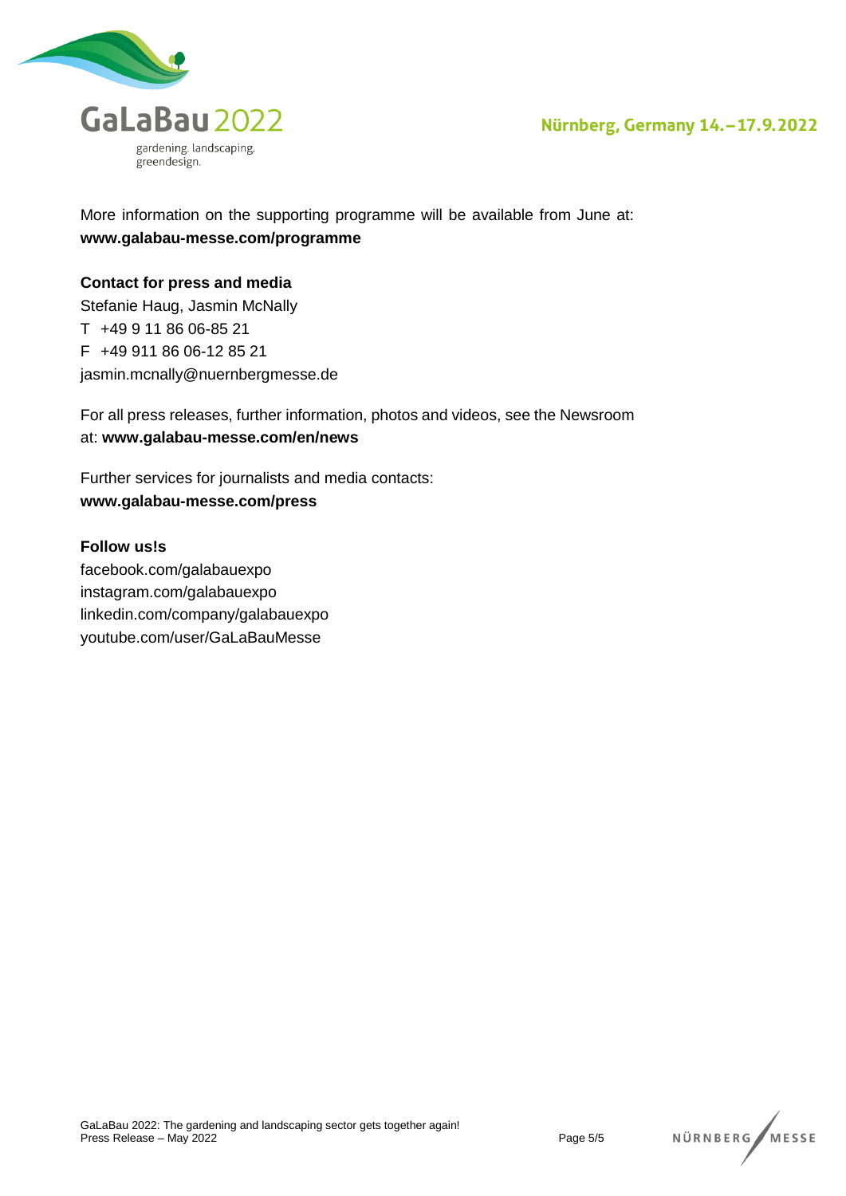More information on the supporting programme will be available from June at:
**www.galabau-messe.com/programme**

**Contact for press and media**
Stefanie Haug, Jasmin McNally
T +49 9 11 86 06-85 21
F +49 911 86 06-12 85 21
jasmin.mcnally@nuernbergmesse.de

For all press releases, further information, photos and videos, see the Newsroom at: **www.galabau-messe.com/en/news**

Further services for journalists and media contacts:
**www.galabau-messe.com/press**

**Follow us!s**
facebook.com/galabauexpo
instagram.com/galabauexpo
linkedin.com/company/galabauexpo
youtube.com/user/GaLaBauMesse